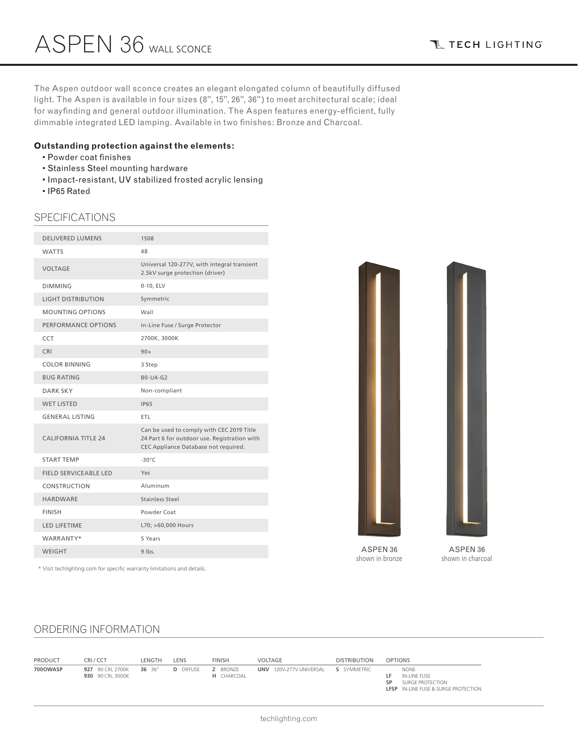# ASPEN 36 WALL SCONCE

TECH LIGHTING

The Aspen outdoor wall sconce creates an elegant elongated column of beautifully diffused light. The Aspen is available in four sizes (8'', 15'', 26'', 36'') to meet architectural scale; ideal for wayfinding and general outdoor illumination. The Aspen features energy-efficient, fully dimmable integrated LED lamping. Available in two finishes: Bronze and Charcoal.

**Outstanding protection against the elements:**

- Powder coat finishes
- Stainless Steel mounting hardware
- Impact-resistant, UV stabilized frosted acrylic lensing
- IP65 Rated

## SPECIFICATIONS

| | |
|---|---|
| DELIVERED LUMENS | 1508 |
| WATTS | 48 |
| VOLTAGE | Universal 120-277V, with integral transient 2.5kV surge protection (driver) |
| DIMMING | 0-10, ELV |
| LIGHT DISTRIBUTION | Symmetric |
| MOUNTING OPTIONS | Wall |
| PERFORMANCE OPTIONS | In-Line Fuse / Surge Protector |
| CCT | 2700K, 3000K |
| CRI | 90+ |
| COLOR BINNING | 3 Step |
| BUG RATING | B0-U4-G2 |
| DARK SKY | Non-compliant |
| WET LISTED | IP65 |
| GENERAL LISTING | ETL |
| CALIFORNIA TITLE 24 | Can be used to comply with CEC 2019 Title 24 Part 6 for outdoor use. Registration with CEC Appliance Database not required. |
| START TEMP | -30°C |
| FIELD SERVICEABLE LED | Yes |
| CONSTRUCTION | Aluminum |
| HARDWARE | Stainless Steel |
| FINISH | Powder Coat |
| LED LIFETIME | L70; >60,000 Hours |
| WARRANTY* | 5 Years |
| WEIGHT | 9 lbs. |

* Visit techlighting.com for specific warranty limitations and details.

ASPEN 36
shown in bronze

ASPEN 36
shown in charcoal

## ORDERING INFORMATION

| PRODUCT | CRI / CCT | LENGTH | LENS | FINISH | VOLTAGE | DISTRIBUTION | OPTIONS |
|---|---|---|---|---|---|---|---|
| **700OWASP** | **927** 90 CRI, 2700K<br>**930** 90 CRI, 3000K | **36** 36" | **D** DIFFUSE | **Z** BRONZE<br>**H** CHARCOAL | **UNV** 120V-277V UNIVERSAL | **S** SYMMETRIC | NONE<br>**LF** IN-LINE FUSE<br>**SP** SURGE PROTECTION<br>**LFSP** IN-LINE FUSE & SURGE PROTECTION |

techlighting.com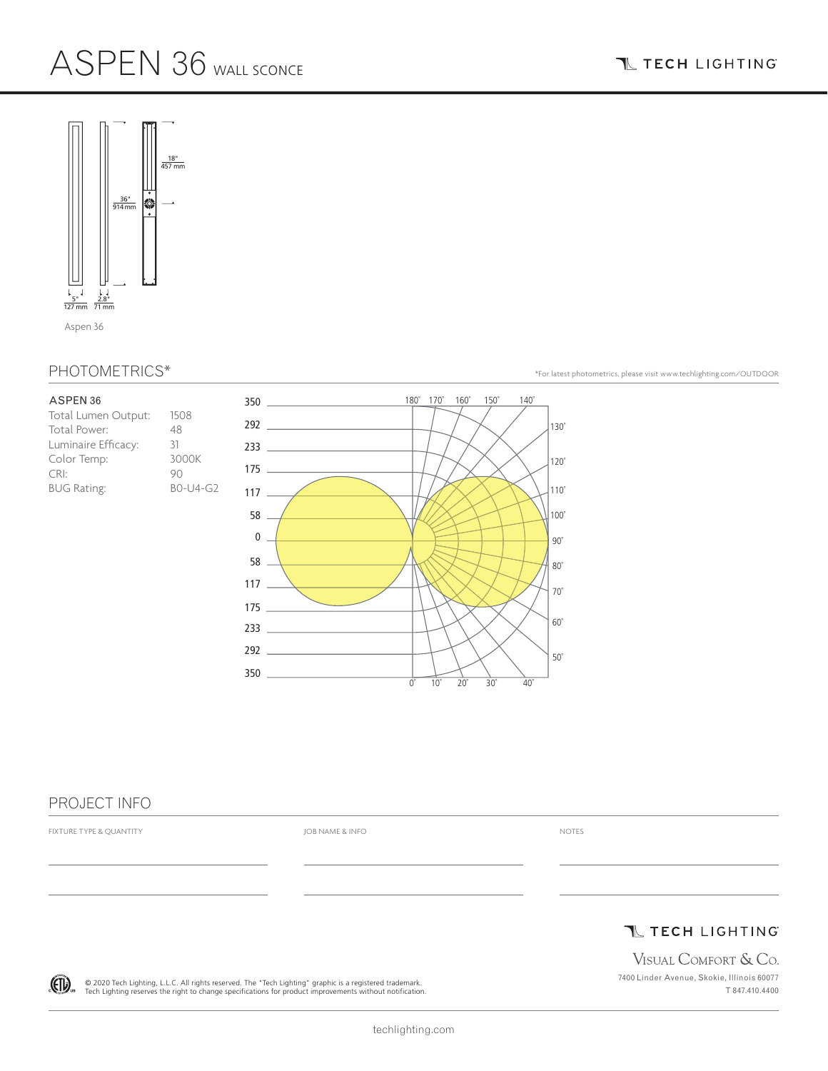# ASPEN 36 WALL SCONCE

TECH LIGHTING

18"
457 mm

36"
914 mm

5"
127 mm

2.8"
71 mm

Aspen 36

## PHOTOMETRICS*

*For latest photometrics, please visit www.techlighting.com/OUTDOOR

### ASPEN 36

| | |
|---|---|
| Total Lumen Output: | 1508 |
| Total Power: | 48 |
| Luminaire Efficacy: | 31 |
| Color Temp: | 3000K |
| CRI: | 90 |
| BUG Rating: | B0-U4-G2 |

350
292
233
175
117
58
0
58
117
175
233
292
350

180° 170° 160° 150° 140°
130°
120°
110°
100°
90°
80°
70°
60°
50°
0° 10° 20° 30° 40°

## PROJECT INFO

FIXTURE TYPE & QUANTITY

JOB NAME & INFO

NOTES

TECH LIGHTING

Visual Comfort & Co.

7400 Linder Avenue, Skokie, Illinois 60077
T 847.410.4400

© 2020 Tech Lighting, L.L.C. All rights reserved. The "Tech Lighting" graphic is a registered trademark.
Tech Lighting reserves the right to change specifications for product improvements without notification.

techlighting.com